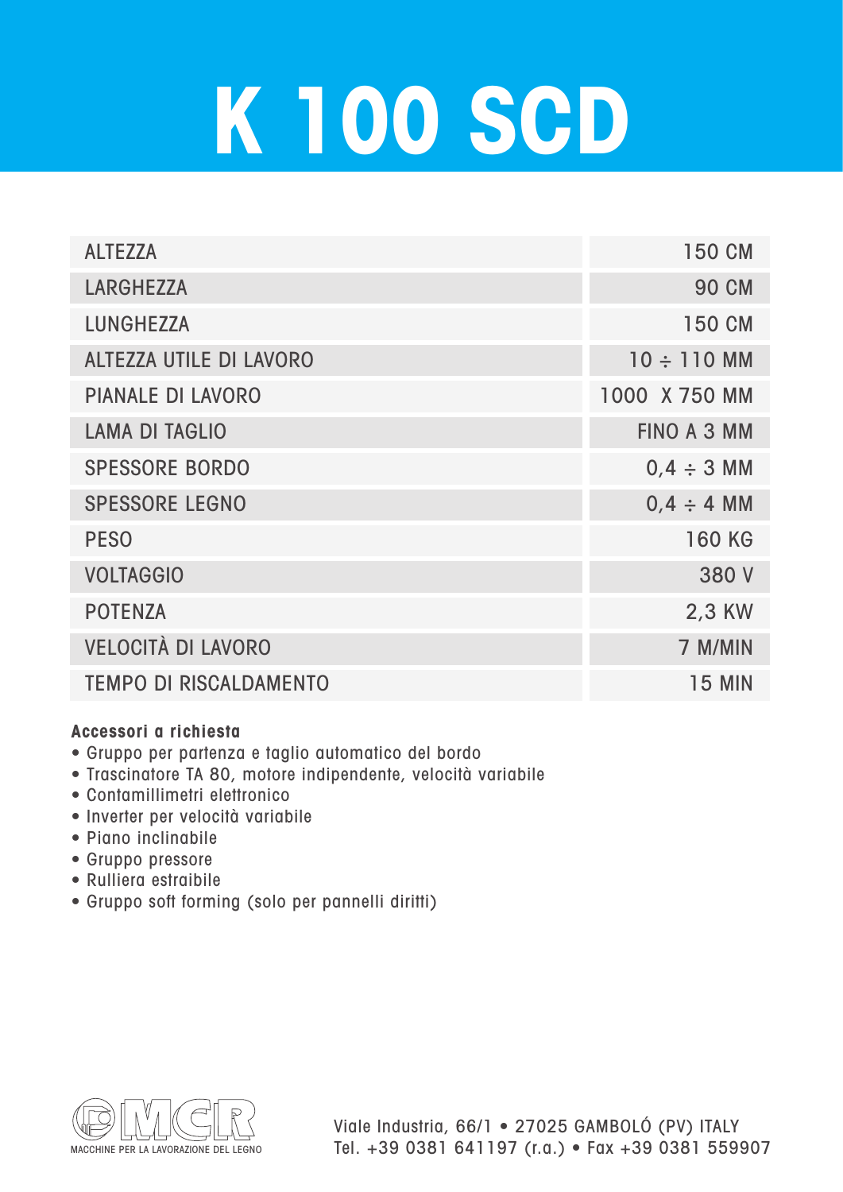# K 100 SCD

| | |
|---|---|
| ALTEZZA | 150 CM |
| LARGHEZZA | 90 CM |
| LUNGHEZZA | 150 CM |
| ALTEZZA UTILE DI LAVORO | 10 ÷ 110 MM |
| PIANALE DI LAVORO | 1000 X 750 MM |
| LAMA DI TAGLIO | FINO A 3 MM |
| SPESSORE BORDO | 0,4 ÷ 3 MM |
| SPESSORE LEGNO | 0,4 ÷ 4 MM |
| PESO | 160 KG |
| VOLTAGGIO | 380 V |
| POTENZA | 2,3 KW |
| VELOCITÀ DI LAVORO | 7 M/MIN |
| TEMPO DI RISCALDAMENTO | 15 MIN |

**Accessori a richiesta**

- Gruppo per partenza e taglio automatico del bordo
- Trascinatore TA 80, motore indipendente, velocità variabile
- Contamillimetri elettronico
- Inverter per velocità variabile
- Piano inclinabile
- Gruppo pressore
- Rulliera estraibile
- Gruppo soft forming (solo per pannelli diritti)

MCR
MACCHINE PER LA LAVORAZIONE DEL LEGNO

Viale Industria, 66/1 • 27025 GAMBOLÓ (PV) ITALY
Tel. +39 0381 641197 (r.a.) • Fax +39 0381 559907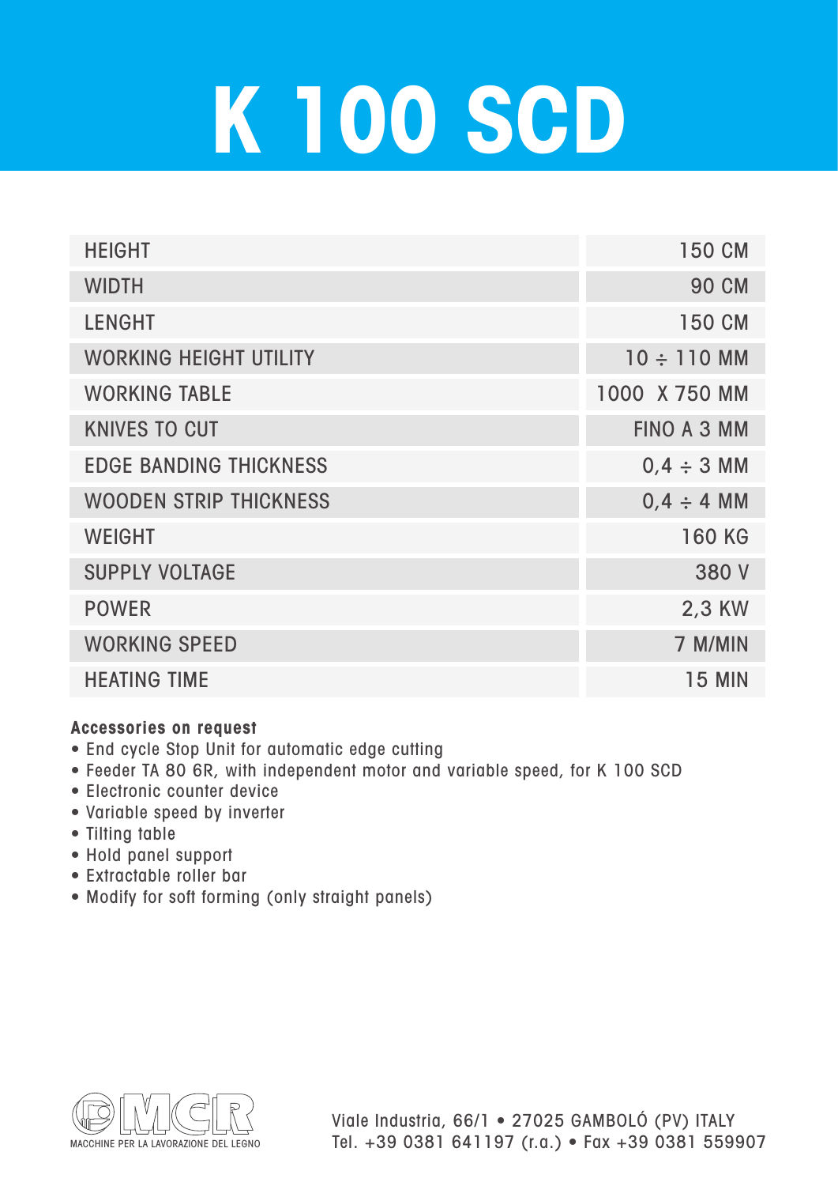# K 100 SCD

| | |
|---|---|
| HEIGHT | 150 CM |
| WIDTH | 90 CM |
| LENGHT | 150 CM |
| WORKING HEIGHT UTILITY | 10 ÷ 110 MM |
| WORKING TABLE | 1000 X 750 MM |
| KNIVES TO CUT | FINO A 3 MM |
| EDGE BANDING THICKNESS | 0,4 ÷ 3 MM |
| WOODEN STRIP THICKNESS | 0,4 ÷ 4 MM |
| WEIGHT | 160 KG |
| SUPPLY VOLTAGE | 380 V |
| POWER | 2,3 KW |
| WORKING SPEED | 7 M/MIN |
| HEATING TIME | 15 MIN |

**Accessories on request**

- End cycle Stop Unit for automatic edge cutting
- Feeder TA 80 6R, with independent motor and variable speed, for K 100 SCD
- Electronic counter device
- Variable speed by inverter
- Tilting table
- Hold panel support
- Extractable roller bar
- Modify for soft forming (only straight panels)

MCR
MACCHINE PER LA LAVORAZIONE DEL LEGNO

Viale Industria, 66/1 • 27025 GAMBOLÓ (PV) ITALY
Tel. +39 0381 641197 (r.a.) • Fax +39 0381 559907